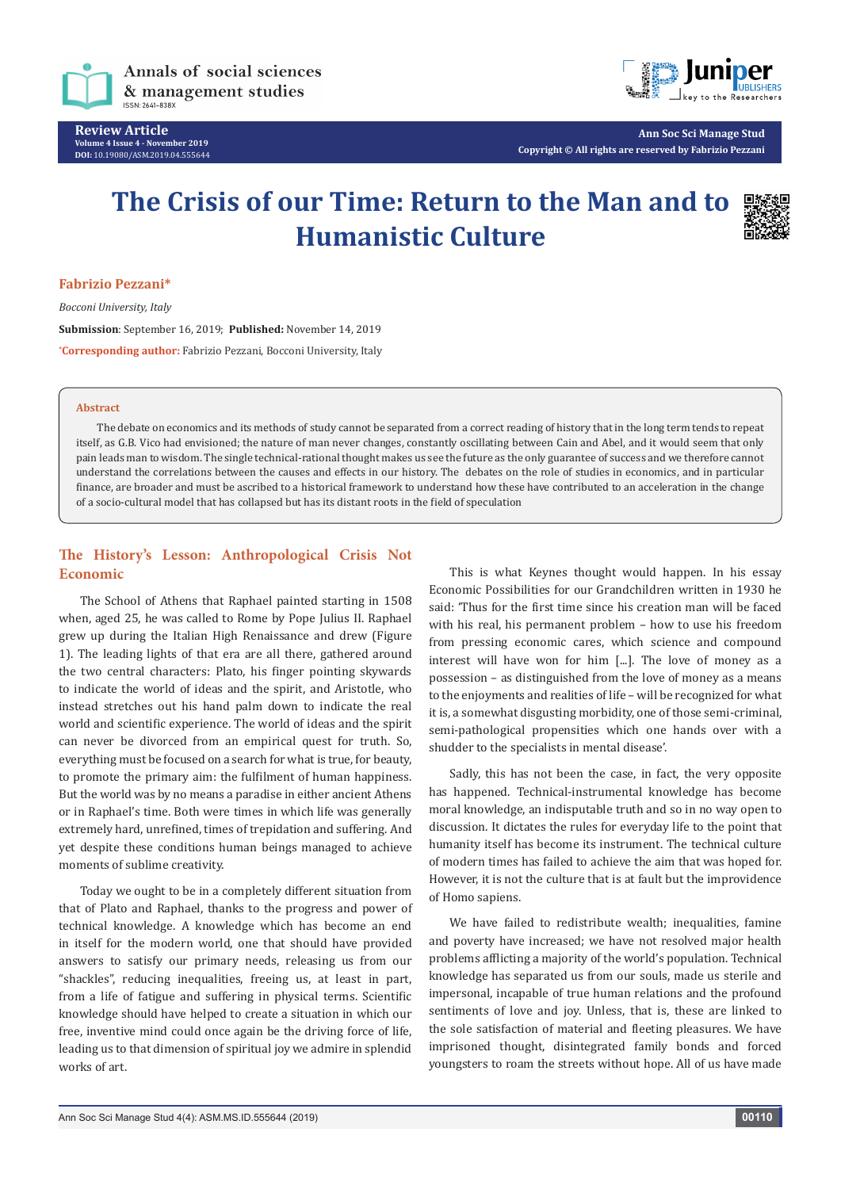Review Article

Volume 4 Issue 4 - November 2019

DOI: 10.19080/ASM.2019.04.555644

Ann Soc Sci Manage Stud

Copyright © All rights are reserved by Fabrizio Pezzani

# The Crisis of our Time: Return to the Man and to Humanistic Culture

**Fabrizio Pezzani***

*Bocconi University, Italy*

**Submission**: September 16, 2019; **Published:** November 14, 2019

***Corresponding author:** Fabrizio Pezzani, Bocconi University, Italy

## Abstract

The debate on economics and its methods of study cannot be separated from a correct reading of history that in the long term tends to repeat itself, as G.B. Vico had envisioned; the nature of man never changes, constantly oscillating between Cain and Abel, and it would seem that only pain leads man to wisdom. The single technical-rational thought makes us see the future as the only guarantee of success and we therefore cannot understand the correlations between the causes and effects in our history. The debates on the role of studies in economics, and in particular finance, are broader and must be ascribed to a historical framework to understand how these have contributed to an acceleration in the change of a socio-cultural model that has collapsed but has its distant roots in the field of speculation

## The History's Lesson: Anthropological Crisis Not Economic

The School of Athens that Raphael painted starting in 1508 when, aged 25, he was called to Rome by Pope Julius II. Raphael grew up during the Italian High Renaissance and drew (Figure 1). The leading lights of that era are all there, gathered around the two central characters: Plato, his finger pointing skywards to indicate the world of ideas and the spirit, and Aristotle, who instead stretches out his hand palm down to indicate the real world and scientific experience. The world of ideas and the spirit can never be divorced from an empirical quest for truth. So, everything must be focused on a search for what is true, for beauty, to promote the primary aim: the fulfilment of human happiness. But the world was by no means a paradise in either ancient Athens or in Raphael's time. Both were times in which life was generally extremely hard, unrefined, times of trepidation and suffering. And yet despite these conditions human beings managed to achieve moments of sublime creativity.

Today we ought to be in a completely different situation from that of Plato and Raphael, thanks to the progress and power of technical knowledge. A knowledge which has become an end in itself for the modern world, one that should have provided answers to satisfy our primary needs, releasing us from our "shackles", reducing inequalities, freeing us, at least in part, from a life of fatigue and suffering in physical terms. Scientific knowledge should have helped to create a situation in which our free, inventive mind could once again be the driving force of life, leading us to that dimension of spiritual joy we admire in splendid works of art.

This is what Keynes thought would happen. In his essay Economic Possibilities for our Grandchildren written in 1930 he said: 'Thus for the first time since his creation man will be faced with his real, his permanent problem – how to use his freedom from pressing economic cares, which science and compound interest will have won for him [...]. The love of money as a possession – as distinguished from the love of money as a means to the enjoyments and realities of life – will be recognized for what it is, a somewhat disgusting morbidity, one of those semi-criminal, semi-pathological propensities which one hands over with a shudder to the specialists in mental disease'.

Sadly, this has not been the case, in fact, the very opposite has happened. Technical-instrumental knowledge has become moral knowledge, an indisputable truth and so in no way open to discussion. It dictates the rules for everyday life to the point that humanity itself has become its instrument. The technical culture of modern times has failed to achieve the aim that was hoped for. However, it is not the culture that is at fault but the improvidence of Homo sapiens.

We have failed to redistribute wealth; inequalities, famine and poverty have increased; we have not resolved major health problems afflicting a majority of the world's population. Technical knowledge has separated us from our souls, made us sterile and impersonal, incapable of true human relations and the profound sentiments of love and joy. Unless, that is, these are linked to the sole satisfaction of material and fleeting pleasures. We have imprisoned thought, disintegrated family bonds and forced youngsters to roam the streets without hope. All of us have made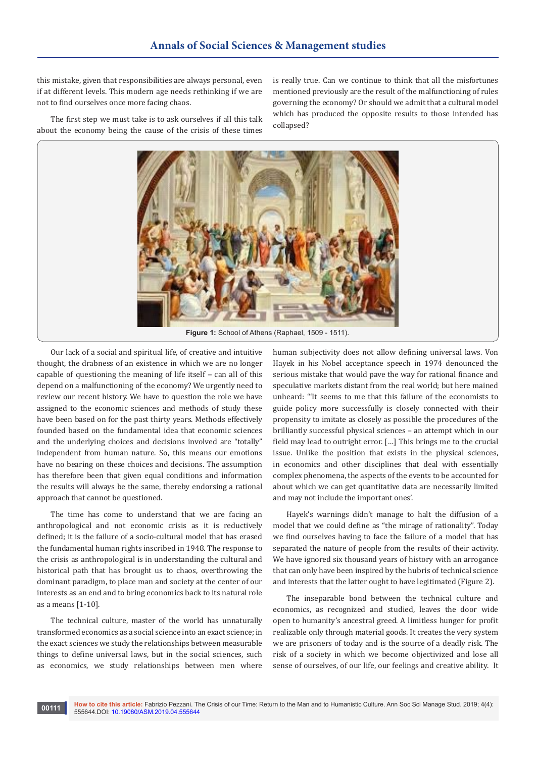this mistake, given that responsibilities are always personal, even if at different levels. This modern age needs rethinking if we are not to find ourselves once more facing chaos.

The first step we must take is to ask ourselves if all this talk about the economy being the cause of the crisis of these times is really true. Can we continue to think that all the misfortunes mentioned previously are the result of the malfunctioning of rules governing the economy? Or should we admit that a cultural model which has produced the opposite results to those intended has collapsed?

**Figure 1:** School of Athens (Raphael, 1509 - 1511).

Our lack of a social and spiritual life, of creative and intuitive thought, the drabness of an existence in which we are no longer capable of questioning the meaning of life itself – can all of this depend on a malfunctioning of the economy? We urgently need to review our recent history. We have to question the role we have assigned to the economic sciences and methods of study these have been based on for the past thirty years. Methods effectively founded based on the fundamental idea that economic sciences and the underlying choices and decisions involved are "totally" independent from human nature. So, this means our emotions have no bearing on these choices and decisions. The assumption has therefore been that given equal conditions and information the results will always be the same, thereby endorsing a rational approach that cannot be questioned.

The time has come to understand that we are facing an anthropological and not economic crisis as it is reductively defined; it is the failure of a socio-cultural model that has erased the fundamental human rights inscribed in 1948. The response to the crisis as anthropological is in understanding the cultural and historical path that has brought us to chaos, overthrowing the dominant paradigm, to place man and society at the center of our interests as an end and to bring economics back to its natural role as a means [1-10].

The technical culture, master of the world has unnaturally transformed economics as a social science into an exact science; in the exact sciences we study the relationships between measurable things to define universal laws, but in the social sciences, such as economics, we study relationships between men where human subjectivity does not allow defining universal laws. Von Hayek in his Nobel acceptance speech in 1974 denounced the serious mistake that would pave the way for rational finance and speculative markets distant from the real world; but here mained unheard: "'It seems to me that this failure of the economists to guide policy more successfully is closely connected with their propensity to imitate as closely as possible the procedures of the brilliantly successful physical sciences – an attempt which in our field may lead to outright error. [...] This brings me to the crucial issue. Unlike the position that exists in the physical sciences, in economics and other disciplines that deal with essentially complex phenomena, the aspects of the events to be accounted for about which we can get quantitative data are necessarily limited and may not include the important ones'.

Hayek's warnings didn't manage to halt the diffusion of a model that we could define as "the mirage of rationality". Today we find ourselves having to face the failure of a model that has separated the nature of people from the results of their activity. We have ignored six thousand years of history with an arrogance that can only have been inspired by the hubris of technical science and interests that the latter ought to have legitimated (Figure 2).

The inseparable bond between the technical culture and economics, as recognized and studied, leaves the door wide open to humanity's ancestral greed. A limitless hunger for profit realizable only through material goods. It creates the very system we are prisoners of today and is the source of a deadly risk. The risk of a society in which we become objectivized and lose all sense of ourselves, of our life, our feelings and creative ability. It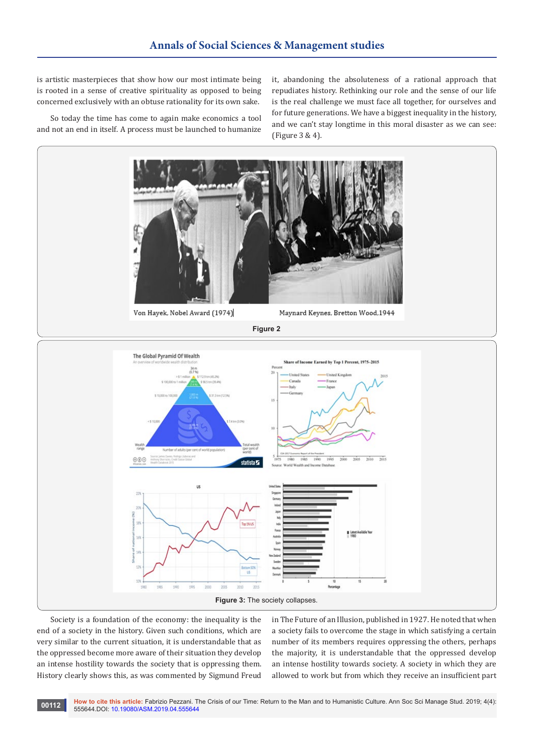is artistic masterpieces that show how our most intimate being is rooted in a sense of creative spirituality as opposed to being concerned exclusively with an obtuse rationality for its own sake.

So today the time has come to again make economics a tool and not an end in itself. A process must be launched to humanize it, abandoning the absoluteness of a rational approach that repudiates history. Rethinking our role and the sense of our life is the real challenge we must face all together, for ourselves and for future generations. We have a biggest inequality in the history, and we can't stay longtime in this moral disaster as we can see: (Figure 3 & 4).

Von Hayek, Nobel Award (1974) Maynard Keynes, Bretton Wood,1944

**Figure 2**

**Figure 3:** The society collapses.

Society is a foundation of the economy: the inequality is the end of a society in the history. Given such conditions, which are very similar to the current situation, it is understandable that as the oppressed become more aware of their situation they develop an intense hostility towards the society that is oppressing them. History clearly shows this, as was commented by Sigmund Freud in The Future of an Illusion, published in 1927. He noted that when a society fails to overcome the stage in which satisfying a certain number of its members requires oppressing the others, perhaps the majority, it is understandable that the oppressed develop an intense hostility towards society. A society in which they are allowed to work but from which they receive an insufficient part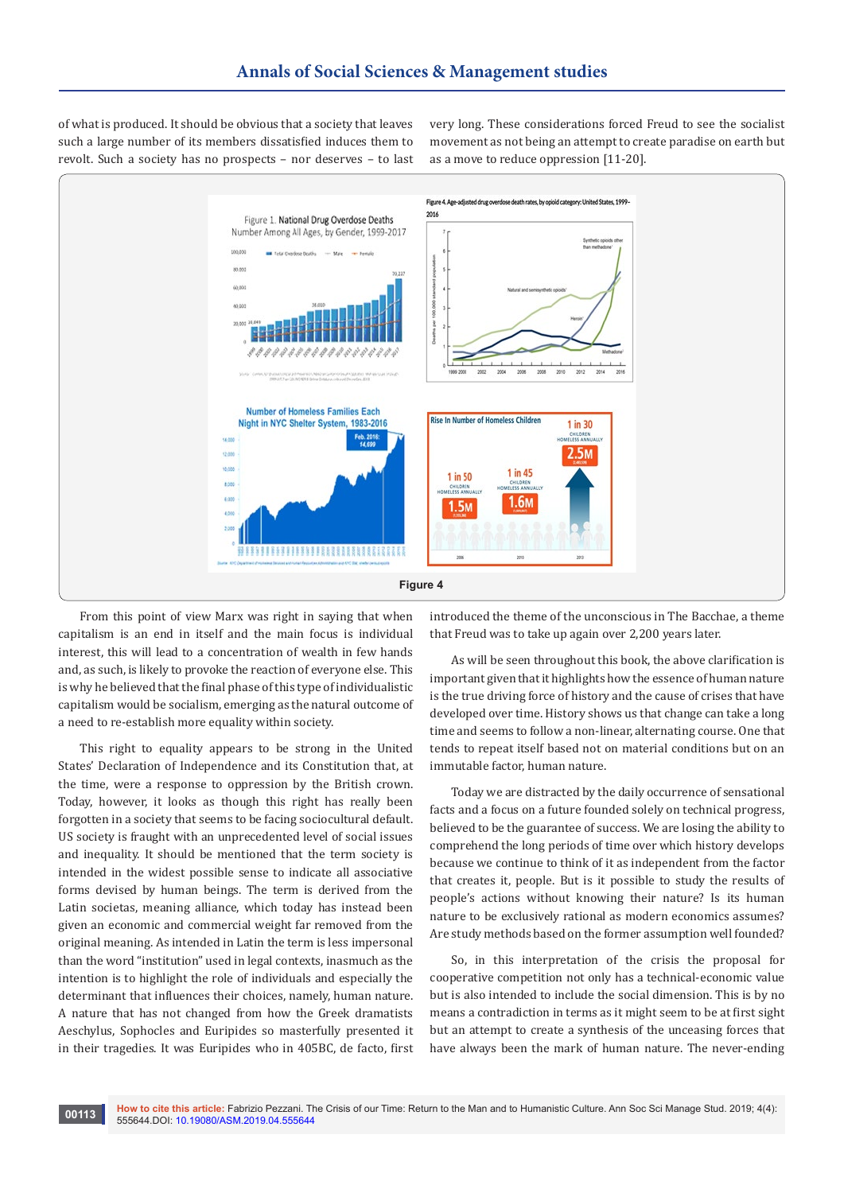of what is produced. It should be obvious that a society that leaves such a large number of its members dissatisfied induces them to revolt. Such a society has no prospects – nor deserves – to last very long. These considerations forced Freud to see the socialist movement as not being an attempt to create paradise on earth but as a move to reduce oppression [11-20].

Figure 4

From this point of view Marx was right in saying that when capitalism is an end in itself and the main focus is individual interest, this will lead to a concentration of wealth in few hands and, as such, is likely to provoke the reaction of everyone else. This is why he believed that the final phase of this type of individualistic capitalism would be socialism, emerging as the natural outcome of a need to re-establish more equality within society.

This right to equality appears to be strong in the United States' Declaration of Independence and its Constitution that, at the time, were a response to oppression by the British crown. Today, however, it looks as though this right has really been forgotten in a society that seems to be facing sociocultural default. US society is fraught with an unprecedented level of social issues and inequality. It should be mentioned that the term society is intended in the widest possible sense to indicate all associative forms devised by human beings. The term is derived from the Latin societas, meaning alliance, which today has instead been given an economic and commercial weight far removed from the original meaning. As intended in Latin the term is less impersonal than the word "institution" used in legal contexts, inasmuch as the intention is to highlight the role of individuals and especially the determinant that influences their choices, namely, human nature. A nature that has not changed from how the Greek dramatists Aeschylus, Sophocles and Euripides so masterfully presented it in their tragedies. It was Euripides who in 405BC, de facto, first introduced the theme of the unconscious in The Bacchae, a theme that Freud was to take up again over 2,200 years later.

As will be seen throughout this book, the above clarification is important given that it highlights how the essence of human nature is the true driving force of history and the cause of crises that have developed over time. History shows us that change can take a long time and seems to follow a non-linear, alternating course. One that tends to repeat itself based not on material conditions but on an immutable factor, human nature.

Today we are distracted by the daily occurrence of sensational facts and a focus on a future founded solely on technical progress, believed to be the guarantee of success. We are losing the ability to comprehend the long periods of time over which history develops because we continue to think of it as independent from the factor that creates it, people. But is it possible to study the results of people's actions without knowing their nature? Is its human nature to be exclusively rational as modern economics assumes? Are study methods based on the former assumption well founded?

So, in this interpretation of the crisis the proposal for cooperative competition not only has a technical-economic value but is also intended to include the social dimension. This is by no means a contradiction in terms as it might seem to be at first sight but an attempt to create a synthesis of the unceasing forces that have always been the mark of human nature. The never-ending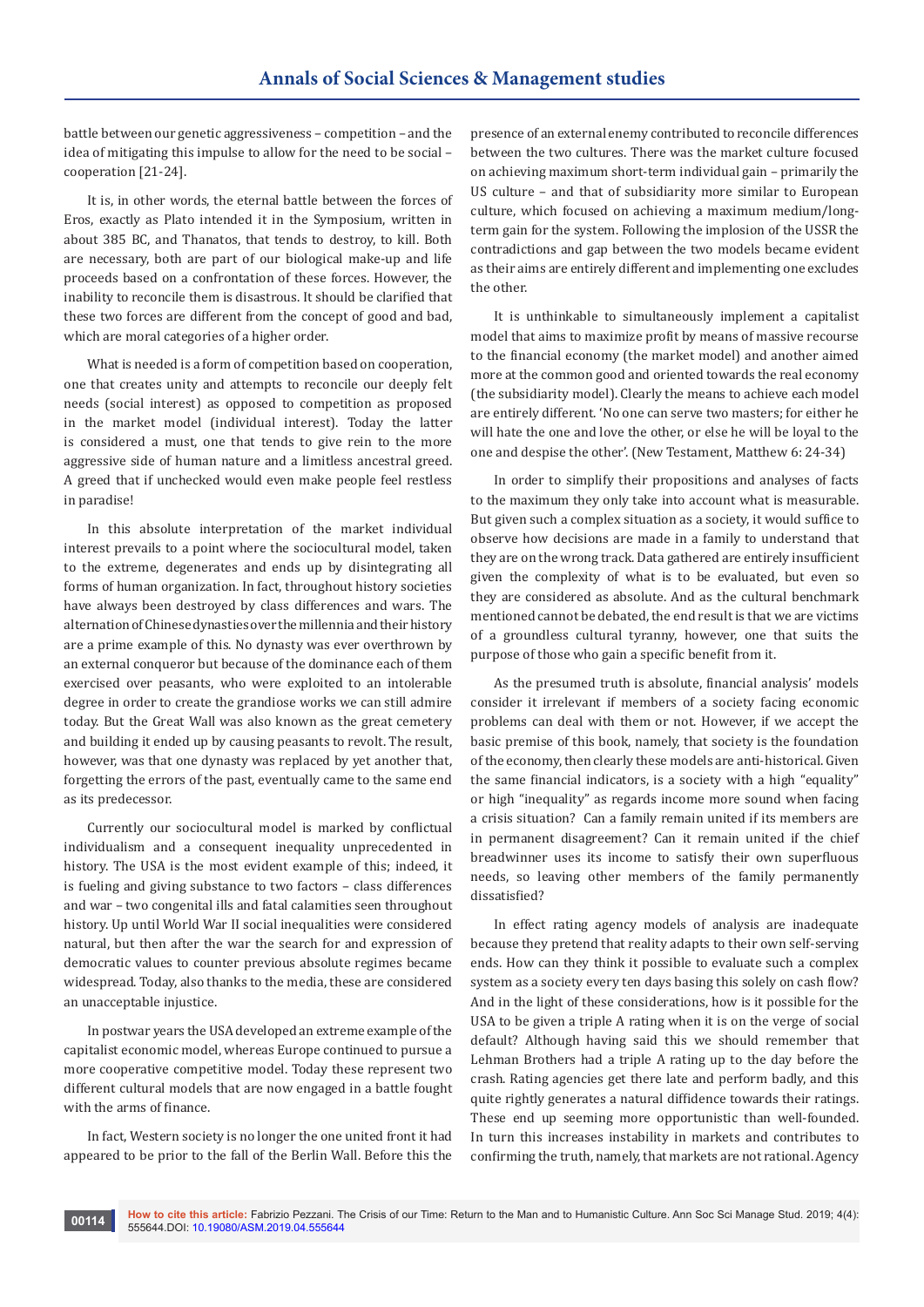battle between our genetic aggressiveness – competition – and the idea of mitigating this impulse to allow for the need to be social – cooperation [21-24].

It is, in other words, the eternal battle between the forces of Eros, exactly as Plato intended it in the Symposium, written in about 385 BC, and Thanatos, that tends to destroy, to kill. Both are necessary, both are part of our biological make-up and life proceeds based on a confrontation of these forces. However, the inability to reconcile them is disastrous. It should be clarified that these two forces are different from the concept of good and bad, which are moral categories of a higher order.

What is needed is a form of competition based on cooperation, one that creates unity and attempts to reconcile our deeply felt needs (social interest) as opposed to competition as proposed in the market model (individual interest). Today the latter is considered a must, one that tends to give rein to the more aggressive side of human nature and a limitless ancestral greed. A greed that if unchecked would even make people feel restless in paradise!

In this absolute interpretation of the market individual interest prevails to a point where the sociocultural model, taken to the extreme, degenerates and ends up by disintegrating all forms of human organization. In fact, throughout history societies have always been destroyed by class differences and wars. The alternation of Chinese dynasties over the millennia and their history are a prime example of this. No dynasty was ever overthrown by an external conqueror but because of the dominance each of them exercised over peasants, who were exploited to an intolerable degree in order to create the grandiose works we can still admire today. But the Great Wall was also known as the great cemetery and building it ended up by causing peasants to revolt. The result, however, was that one dynasty was replaced by yet another that, forgetting the errors of the past, eventually came to the same end as its predecessor.

Currently our sociocultural model is marked by conflictual individualism and a consequent inequality unprecedented in history. The USA is the most evident example of this; indeed, it is fueling and giving substance to two factors – class differences and war – two congenital ills and fatal calamities seen throughout history. Up until World War II social inequalities were considered natural, but then after the war the search for and expression of democratic values to counter previous absolute regimes became widespread. Today, also thanks to the media, these are considered an unacceptable injustice.

In postwar years the USA developed an extreme example of the capitalist economic model, whereas Europe continued to pursue a more cooperative competitive model. Today these represent two different cultural models that are now engaged in a battle fought with the arms of finance.

In fact, Western society is no longer the one united front it had appeared to be prior to the fall of the Berlin Wall. Before this the presence of an external enemy contributed to reconcile differences between the two cultures. There was the market culture focused on achieving maximum short-term individual gain – primarily the US culture – and that of subsidiarity more similar to European culture, which focused on achieving a maximum medium/long-term gain for the system. Following the implosion of the USSR the contradictions and gap between the two models became evident as their aims are entirely different and implementing one excludes the other.

It is unthinkable to simultaneously implement a capitalist model that aims to maximize profit by means of massive recourse to the financial economy (the market model) and another aimed more at the common good and oriented towards the real economy (the subsidiarity model). Clearly the means to achieve each model are entirely different. 'No one can serve two masters; for either he will hate the one and love the other, or else he will be loyal to the one and despise the other'. (New Testament, Matthew 6: 24-34)

In order to simplify their propositions and analyses of facts to the maximum they only take into account what is measurable. But given such a complex situation as a society, it would suffice to observe how decisions are made in a family to understand that they are on the wrong track. Data gathered are entirely insufficient given the complexity of what is to be evaluated, but even so they are considered as absolute. And as the cultural benchmark mentioned cannot be debated, the end result is that we are victims of a groundless cultural tyranny, however, one that suits the purpose of those who gain a specific benefit from it.

As the presumed truth is absolute, financial analysis' models consider it irrelevant if members of a society facing economic problems can deal with them or not. However, if we accept the basic premise of this book, namely, that society is the foundation of the economy, then clearly these models are anti-historical. Given the same financial indicators, is a society with a high "equality" or high "inequality" as regards income more sound when facing a crisis situation? Can a family remain united if its members are in permanent disagreement? Can it remain united if the chief breadwinner uses its income to satisfy their own superfluous needs, so leaving other members of the family permanently dissatisfied?

In effect rating agency models of analysis are inadequate because they pretend that reality adapts to their own self-serving ends. How can they think it possible to evaluate such a complex system as a society every ten days basing this solely on cash flow? And in the light of these considerations, how is it possible for the USA to be given a triple A rating when it is on the verge of social default? Although having said this we should remember that Lehman Brothers had a triple A rating up to the day before the crash. Rating agencies get there late and perform badly, and this quite rightly generates a natural diffidence towards their ratings. These end up seeming more opportunistic than well-founded. In turn this increases instability in markets and contributes to confirming the truth, namely, that markets are not rational. Agency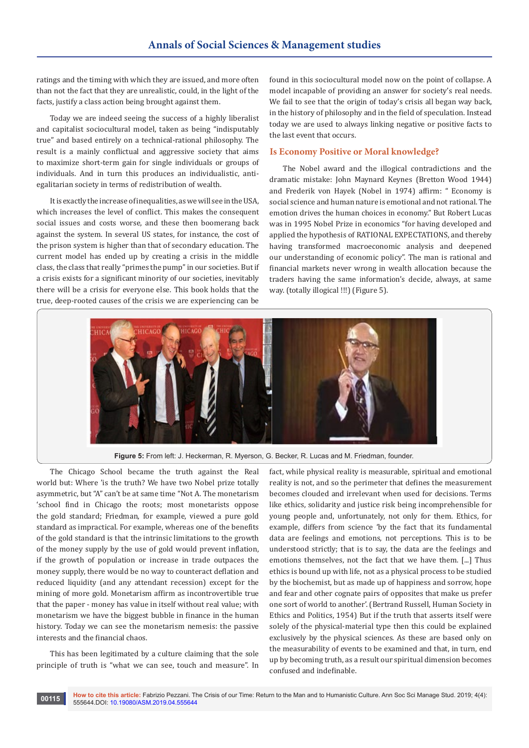ratings and the timing with which they are issued, and more often than not the fact that they are unrealistic, could, in the light of the facts, justify a class action being brought against them.

Today we are indeed seeing the success of a highly liberalist and capitalist sociocultural model, taken as being "indisputably true" and based entirely on a technical-rational philosophy. The result is a mainly conflictual and aggressive society that aims to maximize short-term gain for single individuals or groups of individuals. And in turn this produces an individualistic, anti-egalitarian society in terms of redistribution of wealth.

It is exactly the increase of inequalities, as we will see in the USA, which increases the level of conflict. This makes the consequent social issues and costs worse, and these then boomerang back against the system. In several US states, for instance, the cost of the prison system is higher than that of secondary education. The current model has ended up by creating a crisis in the middle class, the class that really "primes the pump" in our societies. But if a crisis exists for a significant minority of our societies, inevitably there will be a crisis for everyone else. This book holds that the true, deep-rooted causes of the crisis we are experiencing can be found in this sociocultural model now on the point of collapse. A model incapable of providing an answer for society's real needs. We fail to see that the origin of today's crisis all began way back, in the history of philosophy and in the field of speculation. Instead today we are used to always linking negative or positive facts to the last event that occurs.

## Is Economy Positive or Moral knowledge?

The Nobel award and the illogical contradictions and the dramatic mistake: John Maynard Keynes (Bretton Wood 1944) and Frederik von Hayek (Nobel in 1974) affirm: " Economy is social science and human nature is emotional and not rational. The emotion drives the human choices in economy." But Robert Lucas was in 1995 Nobel Prize in economics "for having developed and applied the hypothesis of RATIONAL EXPECTATIONS, and thereby having transformed macroeconomic analysis and deepened our understanding of economic policy". The man is rational and financial markets never wrong in wealth allocation because the traders having the same information's decide, always, at same way. (totally illogical !!!) (Figure 5).

**Figure 5:** From left: J. Heckerman, R. Myerson, G. Becker, R. Lucas and M. Friedman, founder.

The Chicago School became the truth against the Real world but: Where 'is the truth? We have two Nobel prize totally asymmetric, but "A" can't be at same time "Not A. The monetarism 'school find in Chicago the roots; most monetarists oppose the gold standard; Friedman, for example, viewed a pure gold standard as impractical. For example, whereas one of the benefits of the gold standard is that the intrinsic limitations to the growth of the money supply by the use of gold would prevent inflation, if the growth of population or increase in trade outpaces the money supply, there would be no way to counteract deflation and reduced liquidity (and any attendant recession) except for the mining of more gold. Monetarism affirm as incontrovertible true that the paper - money has value in itself without real value; with monetarism we have the biggest bubble in finance in the human history. Today we can see the monetarism nemesis: the passive interests and the financial chaos.

This has been legitimated by a culture claiming that the sole principle of truth is "what we can see, touch and measure". In fact, while physical reality is measurable, spiritual and emotional reality is not, and so the perimeter that defines the measurement becomes clouded and irrelevant when used for decisions. Terms like ethics, solidarity and justice risk being incomprehensible for young people and, unfortunately, not only for them. Ethics, for example, differs from science 'by the fact that its fundamental data are feelings and emotions, not perceptions. This is to be understood strictly; that is to say, the data are the feelings and emotions themselves, not the fact that we have them. [...] Thus ethics is bound up with life, not as a physical process to be studied by the biochemist, but as made up of happiness and sorrow, hope and fear and other cognate pairs of opposites that make us prefer one sort of world to another'. (Bertrand Russell, Human Society in Ethics and Politics, 1954) But if the truth that asserts itself were solely of the physical-material type then this could be explained exclusively by the physical sciences. As these are based only on the measurability of events to be examined and that, in turn, end up by becoming truth, as a result our spiritual dimension becomes confused and indefinable.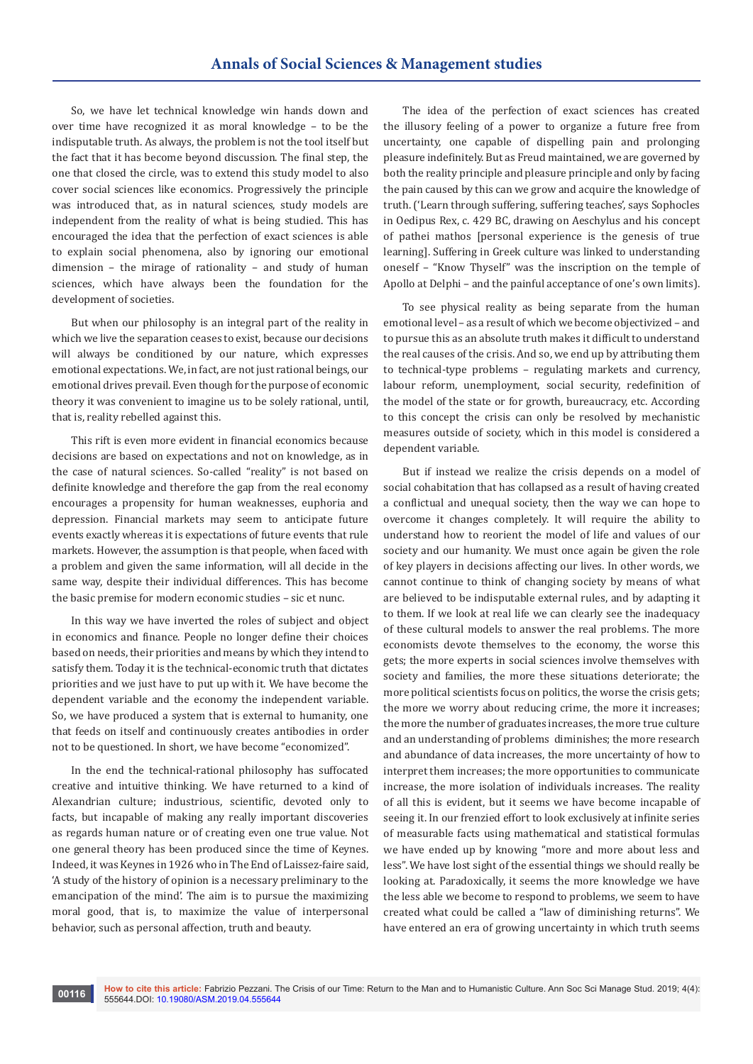So, we have let technical knowledge win hands down and over time have recognized it as moral knowledge – to be the indisputable truth. As always, the problem is not the tool itself but the fact that it has become beyond discussion. The final step, the one that closed the circle, was to extend this study model to also cover social sciences like economics. Progressively the principle was introduced that, as in natural sciences, study models are independent from the reality of what is being studied. This has encouraged the idea that the perfection of exact sciences is able to explain social phenomena, also by ignoring our emotional dimension – the mirage of rationality – and study of human sciences, which have always been the foundation for the development of societies.

But when our philosophy is an integral part of the reality in which we live the separation ceases to exist, because our decisions will always be conditioned by our nature, which expresses emotional expectations. We, in fact, are not just rational beings, our emotional drives prevail. Even though for the purpose of economic theory it was convenient to imagine us to be solely rational, until, that is, reality rebelled against this.

This rift is even more evident in financial economics because decisions are based on expectations and not on knowledge, as in the case of natural sciences. So-called "reality" is not based on definite knowledge and therefore the gap from the real economy encourages a propensity for human weaknesses, euphoria and depression. Financial markets may seem to anticipate future events exactly whereas it is expectations of future events that rule markets. However, the assumption is that people, when faced with a problem and given the same information, will all decide in the same way, despite their individual differences. This has become the basic premise for modern economic studies – sic et nunc.

In this way we have inverted the roles of subject and object in economics and finance. People no longer define their choices based on needs, their priorities and means by which they intend to satisfy them. Today it is the technical-economic truth that dictates priorities and we just have to put up with it. We have become the dependent variable and the economy the independent variable. So, we have produced a system that is external to humanity, one that feeds on itself and continuously creates antibodies in order not to be questioned. In short, we have become "economized".

In the end the technical-rational philosophy has suffocated creative and intuitive thinking. We have returned to a kind of Alexandrian culture; industrious, scientific, devoted only to facts, but incapable of making any really important discoveries as regards human nature or of creating even one true value. Not one general theory has been produced since the time of Keynes. Indeed, it was Keynes in 1926 who in The End of Laissez-faire said, 'A study of the history of opinion is a necessary preliminary to the emancipation of the mind'. The aim is to pursue the maximizing moral good, that is, to maximize the value of interpersonal behavior, such as personal affection, truth and beauty.

The idea of the perfection of exact sciences has created the illusory feeling of a power to organize a future free from uncertainty, one capable of dispelling pain and prolonging pleasure indefinitely. But as Freud maintained, we are governed by both the reality principle and pleasure principle and only by facing the pain caused by this can we grow and acquire the knowledge of truth. ('Learn through suffering, suffering teaches', says Sophocles in Oedipus Rex, c. 429 BC, drawing on Aeschylus and his concept of pathei mathos [personal experience is the genesis of true learning]. Suffering in Greek culture was linked to understanding oneself – "Know Thyself" was the inscription on the temple of Apollo at Delphi – and the painful acceptance of one's own limits).

To see physical reality as being separate from the human emotional level – as a result of which we become objectivized – and to pursue this as an absolute truth makes it difficult to understand the real causes of the crisis. And so, we end up by attributing them to technical-type problems – regulating markets and currency, labour reform, unemployment, social security, redefinition of the model of the state or for growth, bureaucracy, etc. According to this concept the crisis can only be resolved by mechanistic measures outside of society, which in this model is considered a dependent variable.

But if instead we realize the crisis depends on a model of social cohabitation that has collapsed as a result of having created a conflictual and unequal society, then the way we can hope to overcome it changes completely. It will require the ability to understand how to reorient the model of life and values of our society and our humanity. We must once again be given the role of key players in decisions affecting our lives. In other words, we cannot continue to think of changing society by means of what are believed to be indisputable external rules, and by adapting it to them. If we look at real life we can clearly see the inadequacy of these cultural models to answer the real problems. The more economists devote themselves to the economy, the worse this gets; the more experts in social sciences involve themselves with society and families, the more these situations deteriorate; the more political scientists focus on politics, the worse the crisis gets; the more we worry about reducing crime, the more it increases; the more the number of graduates increases, the more true culture and an understanding of problems diminishes; the more research and abundance of data increases, the more uncertainty of how to interpret them increases; the more opportunities to communicate increase, the more isolation of individuals increases. The reality of all this is evident, but it seems we have become incapable of seeing it. In our frenzied effort to look exclusively at infinite series of measurable facts using mathematical and statistical formulas we have ended up by knowing "more and more about less and less". We have lost sight of the essential things we should really be looking at. Paradoxically, it seems the more knowledge we have the less able we become to respond to problems, we seem to have created what could be called a "law of diminishing returns". We have entered an era of growing uncertainty in which truth seems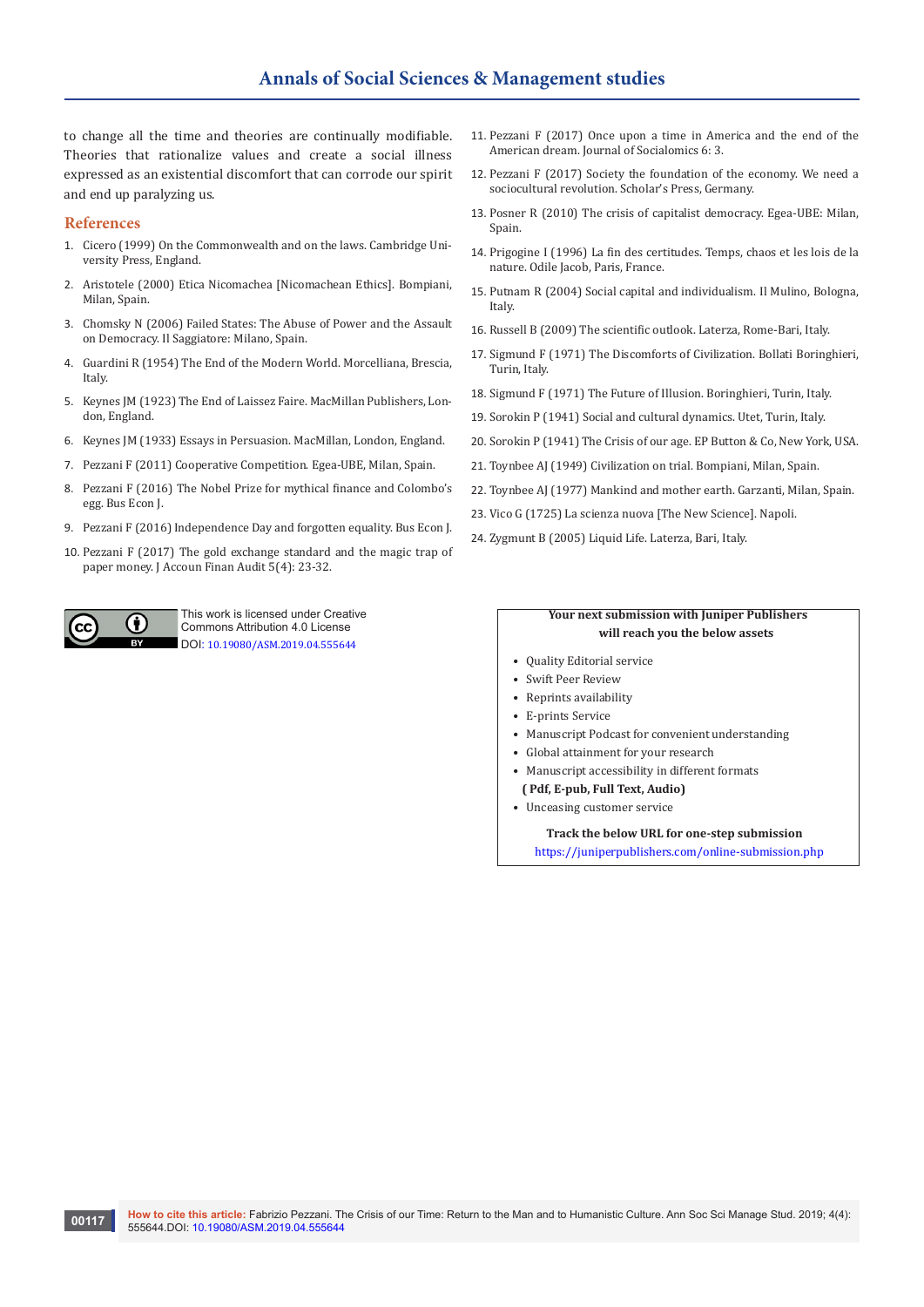to change all the time and theories are continually modifiable. Theories that rationalize values and create a social illness expressed as an existential discomfort that can corrode our spirit and end up paralyzing us.

## References

1. Cicero (1999) On the Commonwealth and on the laws. Cambridge University Press, England.
2. Aristotele (2000) Etica Nicomachea [Nicomachean Ethics]. Bompiani, Milan, Spain.
3. Chomsky N (2006) Failed States: The Abuse of Power and the Assault on Democracy. Il Saggiatore: Milano, Spain.
4. Guardini R (1954) The End of the Modern World. Morcelliana, Brescia, Italy.
5. Keynes JM (1923) The End of Laissez Faire. MacMillan Publishers, London, England.
6. Keynes JM (1933) Essays in Persuasion. MacMillan, London, England.
7. Pezzani F (2011) Cooperative Competition. Egea-UBE, Milan, Spain.
8. Pezzani F (2016) The Nobel Prize for mythical finance and Colombo's egg. Bus Econ J.
9. Pezzani F (2016) Independence Day and forgotten equality. Bus Econ J.
10. Pezzani F (2017) The gold exchange standard and the magic trap of paper money. J Accoun Finan Audit 5(4): 23-32.
11. Pezzani F (2017) Once upon a time in America and the end of the American dream. Journal of Socialomics 6: 3.
12. Pezzani F (2017) Society the foundation of the economy. We need a sociocultural revolution. Scholar's Press, Germany.
13. Posner R (2010) The crisis of capitalist democracy. Egea-UBE: Milan, Spain.
14. Prigogine I (1996) La fin des certitudes. Temps, chaos et les lois de la nature. Odile Jacob, Paris, France.
15. Putnam R (2004) Social capital and individualism. Il Mulino, Bologna, Italy.
16. Russell B (2009) The scientific outlook. Laterza, Rome-Bari, Italy.
17. Sigmund F (1971) The Discomforts of Civilization. Bollati Boringhieri, Turin, Italy.
18. Sigmund F (1971) The Future of Illusion. Boringhieri, Turin, Italy.
19. Sorokin P (1941) Social and cultural dynamics. Utet, Turin, Italy.
20. Sorokin P (1941) The Crisis of our age. EP Button & Co, New York, USA.
21. Toynbee AJ (1949) Civilization on trial. Bompiani, Milan, Spain.
22. Toynbee AJ (1977) Mankind and mother earth. Garzanti, Milan, Spain.
23. Vico G (1725) La scienza nuova [The New Science]. Napoli.
24. Zygmunt B (2005) Liquid Life. Laterza, Bari, Italy.

This work is licensed under Creative Commons Attribution 4.0 License
DOI: 10.19080/ASM.2019.04.555644

**Your next submission with Juniper Publishers will reach you the below assets**

- Quality Editorial service
- Swift Peer Review
- Reprints availability
- E-prints Service
- Manuscript Podcast for convenient understanding
- Global attainment for your research
- Manuscript accessibility in different formats
  **( Pdf, E-pub, Full Text, Audio)**
- Unceasing customer service

**Track the below URL for one-step submission**
https://juniperpublishers.com/online-submission.php

**How to cite this article:** Fabrizio Pezzani. The Crisis of our Time: Return to the Man and to Humanistic Culture. Ann Soc Sci Manage Stud. 2019; 4(4): 555644.DOI: 10.19080/ASM.2019.04.555644